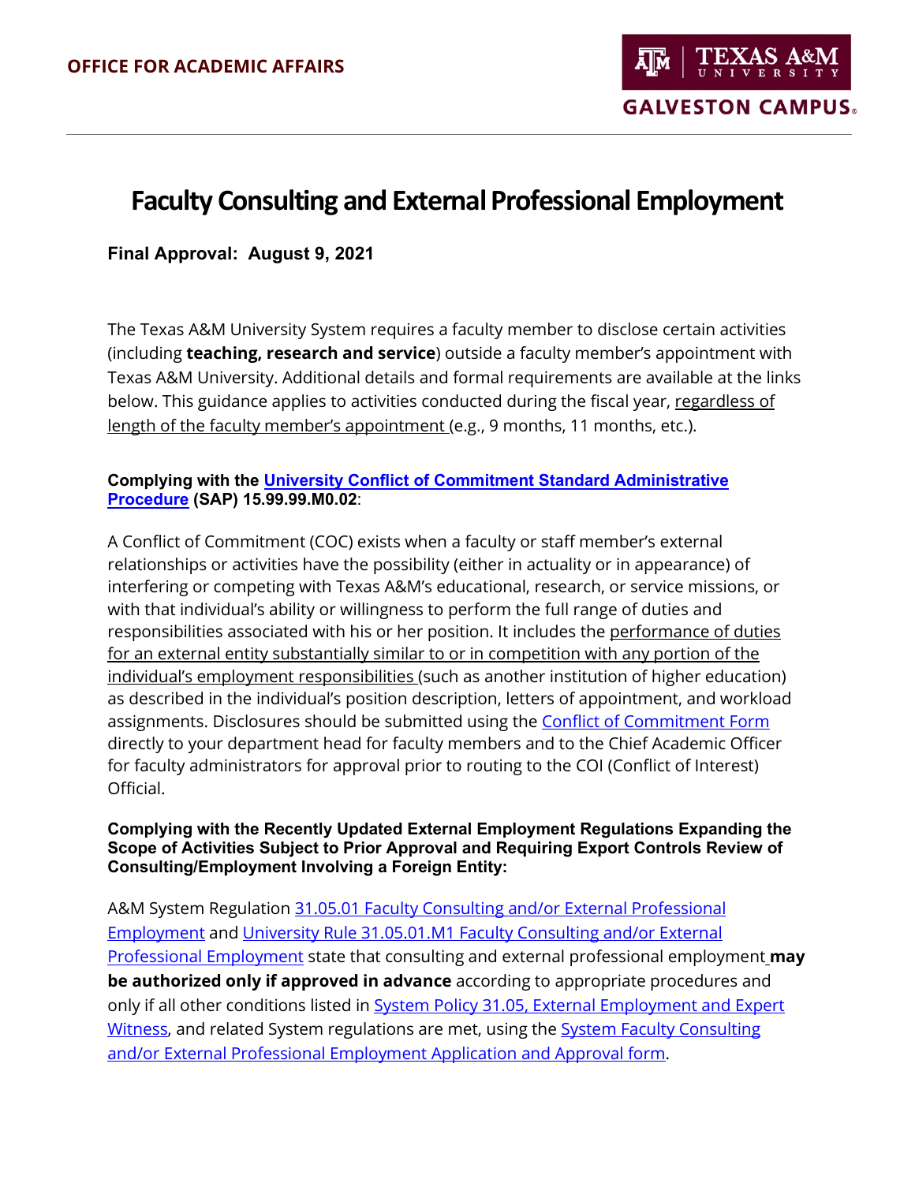**OFFICE FOR ACADEMIC AFFAIRS**

TEXAS A&M UNIVERSITY
GALVESTON CAMPUS

# Faculty Consulting and External Professional Employment

**Final Approval: August 9, 2021**

The Texas A&M University System requires a faculty member to disclose certain activities (including **teaching, research and service**) outside a faculty member's appointment with Texas A&M University. Additional details and formal requirements are available at the links below. This guidance applies to activities conducted during the fiscal year, regardless of length of the faculty member's appointment (e.g., 9 months, 11 months, etc.).

**Complying with the University Conflict of Commitment Standard Administrative Procedure (SAP) 15.99.99.M0.02**:

A Conflict of Commitment (COC) exists when a faculty or staff member's external relationships or activities have the possibility (either in actuality or in appearance) of interfering or competing with Texas A&M's educational, research, or service missions, or with that individual's ability or willingness to perform the full range of duties and responsibilities associated with his or her position. It includes the performance of duties for an external entity substantially similar to or in competition with any portion of the individual's employment responsibilities (such as another institution of higher education) as described in the individual's position description, letters of appointment, and workload assignments. Disclosures should be submitted using the Conflict of Commitment Form directly to your department head for faculty members and to the Chief Academic Officer for faculty administrators for approval prior to routing to the COI (Conflict of Interest) Official.

**Complying with the Recently Updated External Employment Regulations Expanding the Scope of Activities Subject to Prior Approval and Requiring Export Controls Review of Consulting/Employment Involving a Foreign Entity:**

A&M System Regulation 31.05.01 Faculty Consulting and/or External Professional Employment and University Rule 31.05.01.M1 Faculty Consulting and/or External Professional Employment state that consulting and external professional employment **may be authorized only if approved in advance** according to appropriate procedures and only if all other conditions listed in System Policy 31.05, External Employment and Expert Witness, and related System regulations are met, using the System Faculty Consulting and/or External Professional Employment Application and Approval form.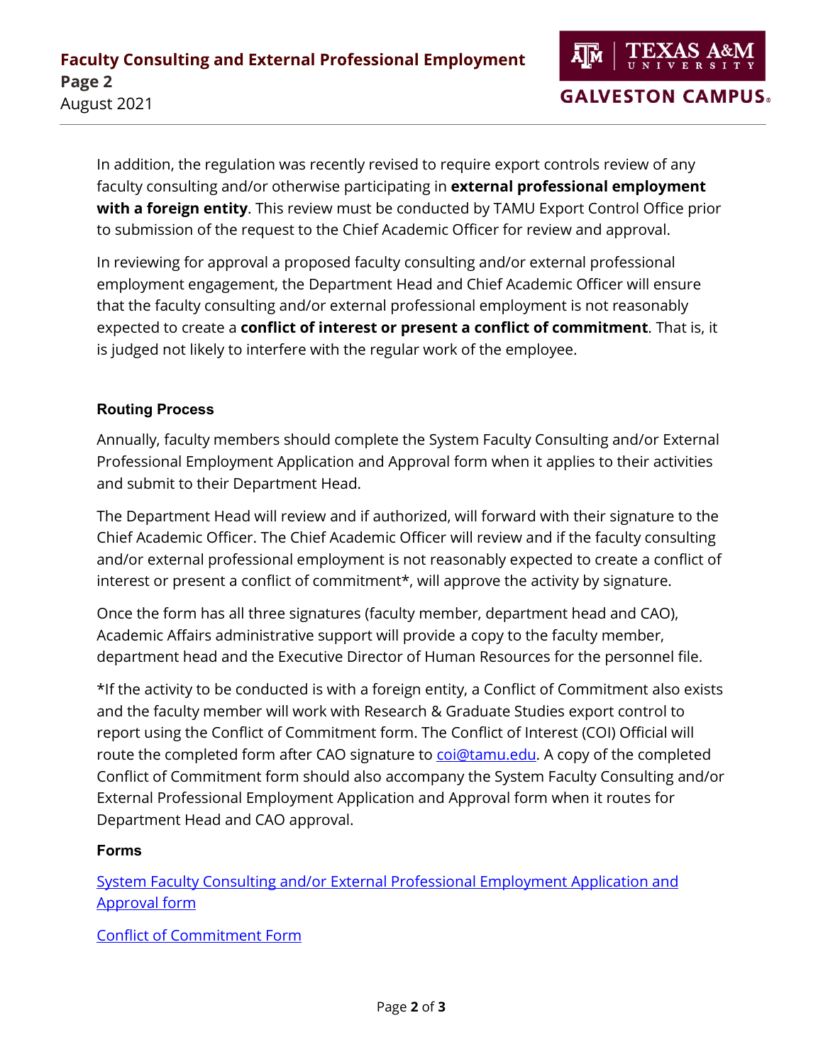In addition, the regulation was recently revised to require export controls review of any faculty consulting and/or otherwise participating in **external professional employment with a foreign entity**. This review must be conducted by TAMU Export Control Office prior to submission of the request to the Chief Academic Officer for review and approval.

In reviewing for approval a proposed faculty consulting and/or external professional employment engagement, the Department Head and Chief Academic Officer will ensure that the faculty consulting and/or external professional employment is not reasonably expected to create a **conflict of interest or present a conflict of commitment**. That is, it is judged not likely to interfere with the regular work of the employee.

### Routing Process

Annually, faculty members should complete the System Faculty Consulting and/or External Professional Employment Application and Approval form when it applies to their activities and submit to their Department Head.

The Department Head will review and if authorized, will forward with their signature to the Chief Academic Officer. The Chief Academic Officer will review and if the faculty consulting and/or external professional employment is not reasonably expected to create a conflict of interest or present a conflict of commitment*, will approve the activity by signature.

Once the form has all three signatures (faculty member, department head and CAO), Academic Affairs administrative support will provide a copy to the faculty member, department head and the Executive Director of Human Resources for the personnel file.

*If the activity to be conducted is with a foreign entity, a Conflict of Commitment also exists and the faculty member will work with Research & Graduate Studies export control to report using the Conflict of Commitment form. The Conflict of Interest (COI) Official will route the completed form after CAO signature to coi@tamu.edu. A copy of the completed Conflict of Commitment form should also accompany the System Faculty Consulting and/or External Professional Employment Application and Approval form when it routes for Department Head and CAO approval.

### Forms

System Faculty Consulting and/or External Professional Employment Application and Approval form

Conflict of Commitment Form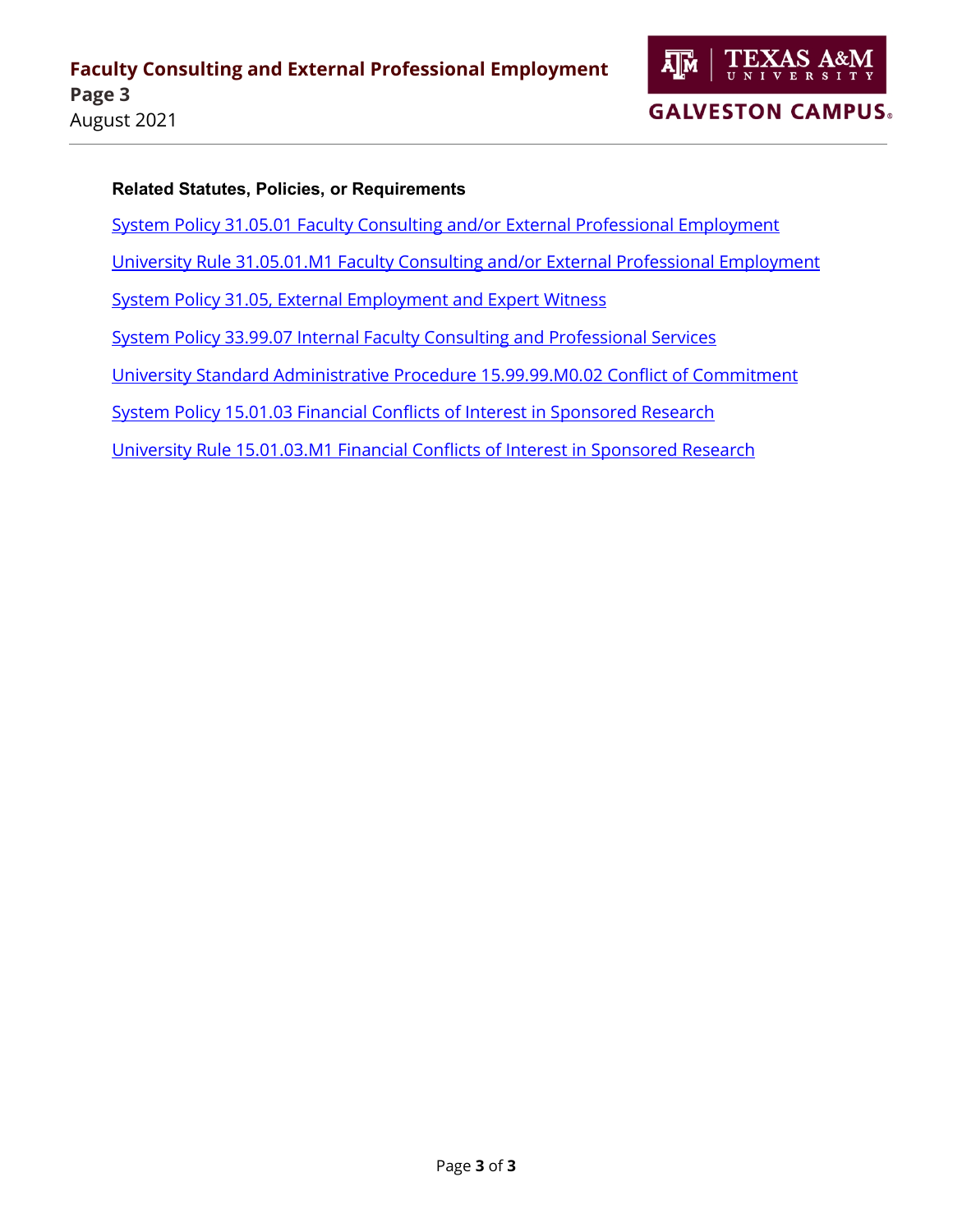### Related Statutes, Policies, or Requirements

System Policy 31.05.01 Faculty Consulting and/or External Professional Employment

University Rule 31.05.01.M1 Faculty Consulting and/or External Professional Employment

System Policy 31.05, External Employment and Expert Witness

System Policy 33.99.07 Internal Faculty Consulting and Professional Services

University Standard Administrative Procedure 15.99.99.M0.02 Conflict of Commitment

System Policy 15.01.03 Financial Conflicts of Interest in Sponsored Research

University Rule 15.01.03.M1 Financial Conflicts of Interest in Sponsored Research